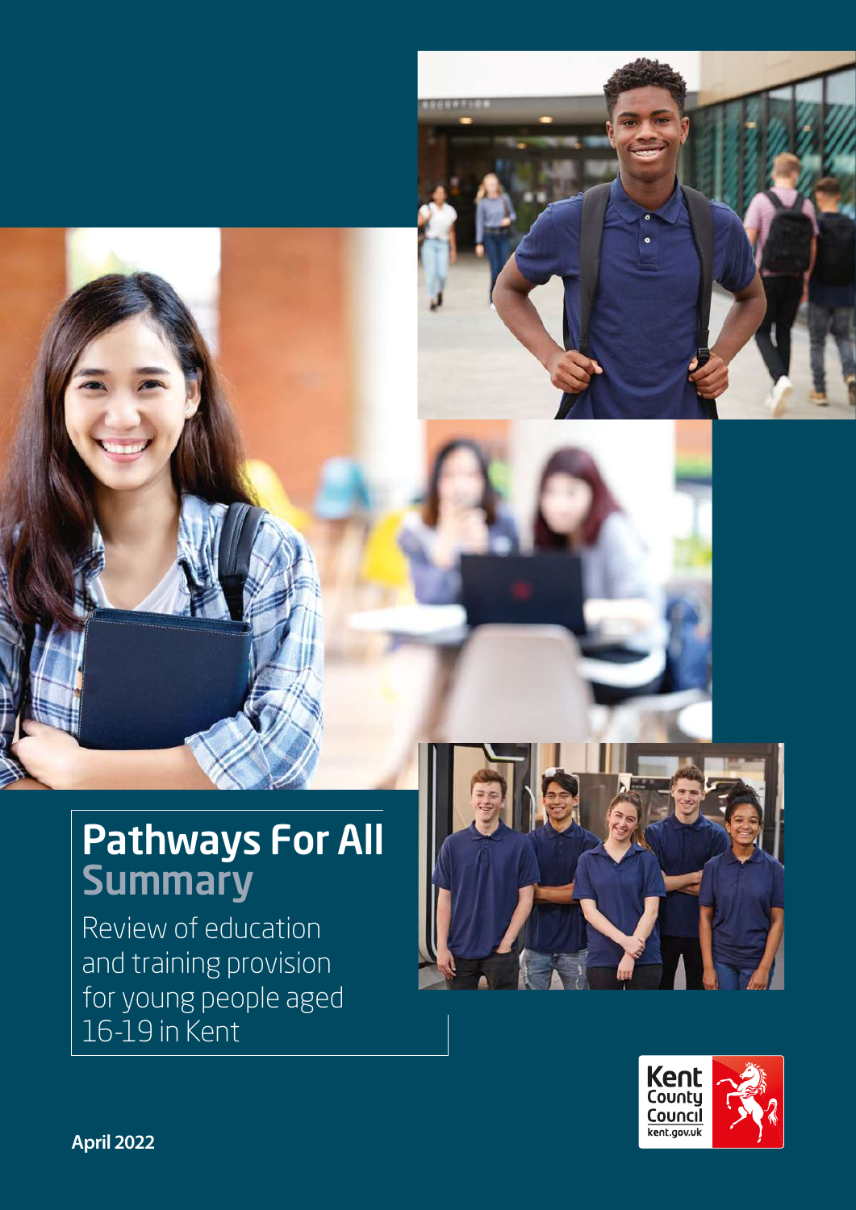# Pathways For All
## Summary

Review of education and training provision for young people aged 16-19 in Kent

Kent County Council
kent.gov.uk

**April 2022**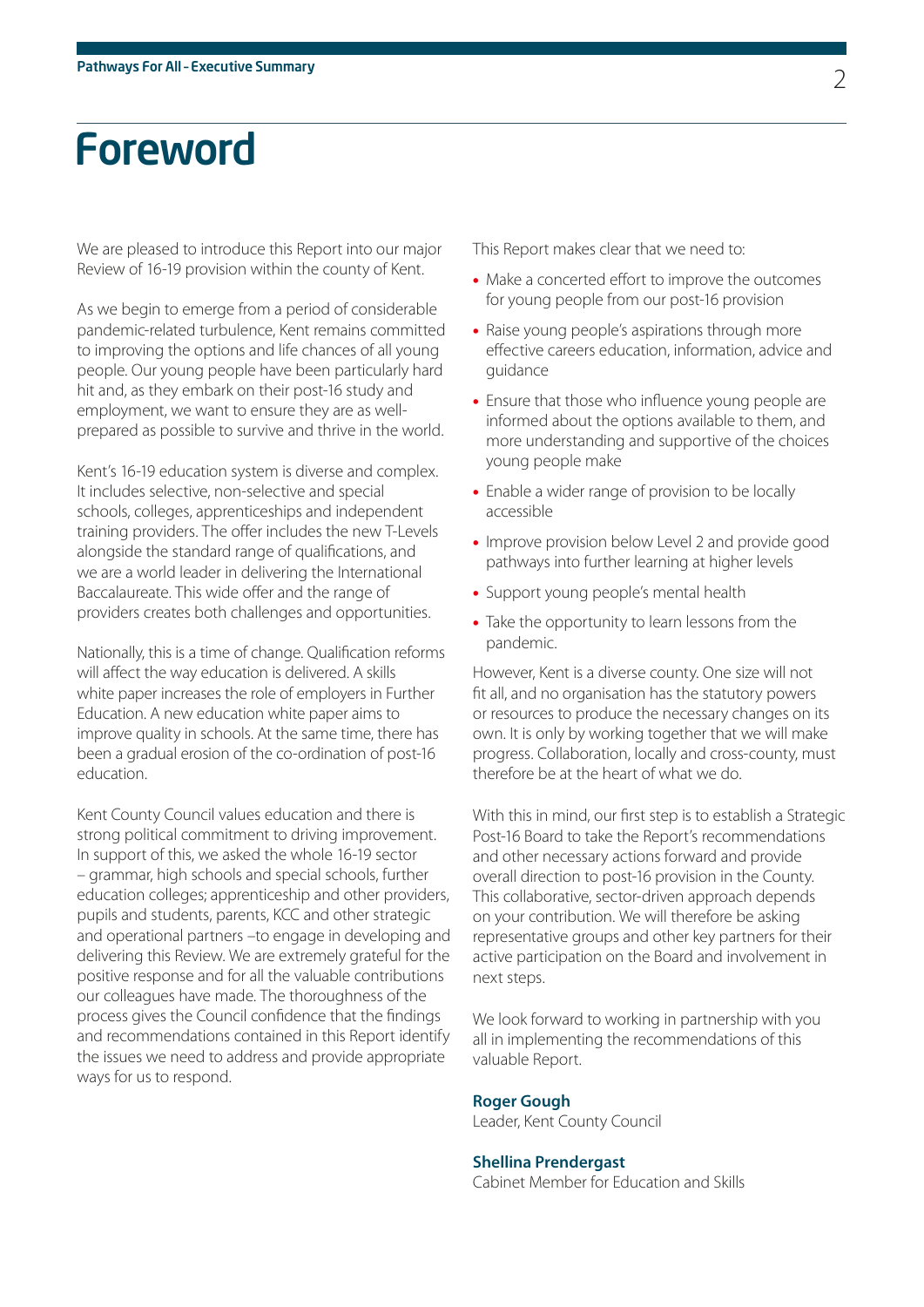# Foreword

We are pleased to introduce this Report into our major Review of 16-19 provision within the county of Kent.

As we begin to emerge from a period of considerable pandemic-related turbulence, Kent remains committed to improving the options and life chances of all young people. Our young people have been particularly hard hit and, as they embark on their post-16 study and employment, we want to ensure they are as well-prepared as possible to survive and thrive in the world.

Kent's 16-19 education system is diverse and complex. It includes selective, non-selective and special schools, colleges, apprenticeships and independent training providers. The offer includes the new T-Levels alongside the standard range of qualifications, and we are a world leader in delivering the International Baccalaureate. This wide offer and the range of providers creates both challenges and opportunities.

Nationally, this is a time of change. Qualification reforms will affect the way education is delivered. A skills white paper increases the role of employers in Further Education. A new education white paper aims to improve quality in schools. At the same time, there has been a gradual erosion of the co-ordination of post-16 education.

Kent County Council values education and there is strong political commitment to driving improvement. In support of this, we asked the whole 16-19 sector – grammar, high schools and special schools, further education colleges; apprenticeship and other providers, pupils and students, parents, KCC and other strategic and operational partners –to engage in developing and delivering this Review. We are extremely grateful for the positive response and for all the valuable contributions our colleagues have made. The thoroughness of the process gives the Council confidence that the findings and recommendations contained in this Report identify the issues we need to address and provide appropriate ways for us to respond.

This Report makes clear that we need to:

- Make a concerted effort to improve the outcomes for young people from our post-16 provision
- Raise young people's aspirations through more effective careers education, information, advice and guidance
- Ensure that those who influence young people are informed about the options available to them, and more understanding and supportive of the choices young people make
- Enable a wider range of provision to be locally accessible
- Improve provision below Level 2 and provide good pathways into further learning at higher levels
- Support young people's mental health
- Take the opportunity to learn lessons from the pandemic.

However, Kent is a diverse county. One size will not fit all, and no organisation has the statutory powers or resources to produce the necessary changes on its own. It is only by working together that we will make progress. Collaboration, locally and cross-county, must therefore be at the heart of what we do.

With this in mind, our first step is to establish a Strategic Post-16 Board to take the Report's recommendations and other necessary actions forward and provide overall direction to post-16 provision in the County. This collaborative, sector-driven approach depends on your contribution. We will therefore be asking representative groups and other key partners for their active participation on the Board and involvement in next steps.

We look forward to working in partnership with you all in implementing the recommendations of this valuable Report.

**Roger Gough**
Leader, Kent County Council

**Shellina Prendergast**
Cabinet Member for Education and Skills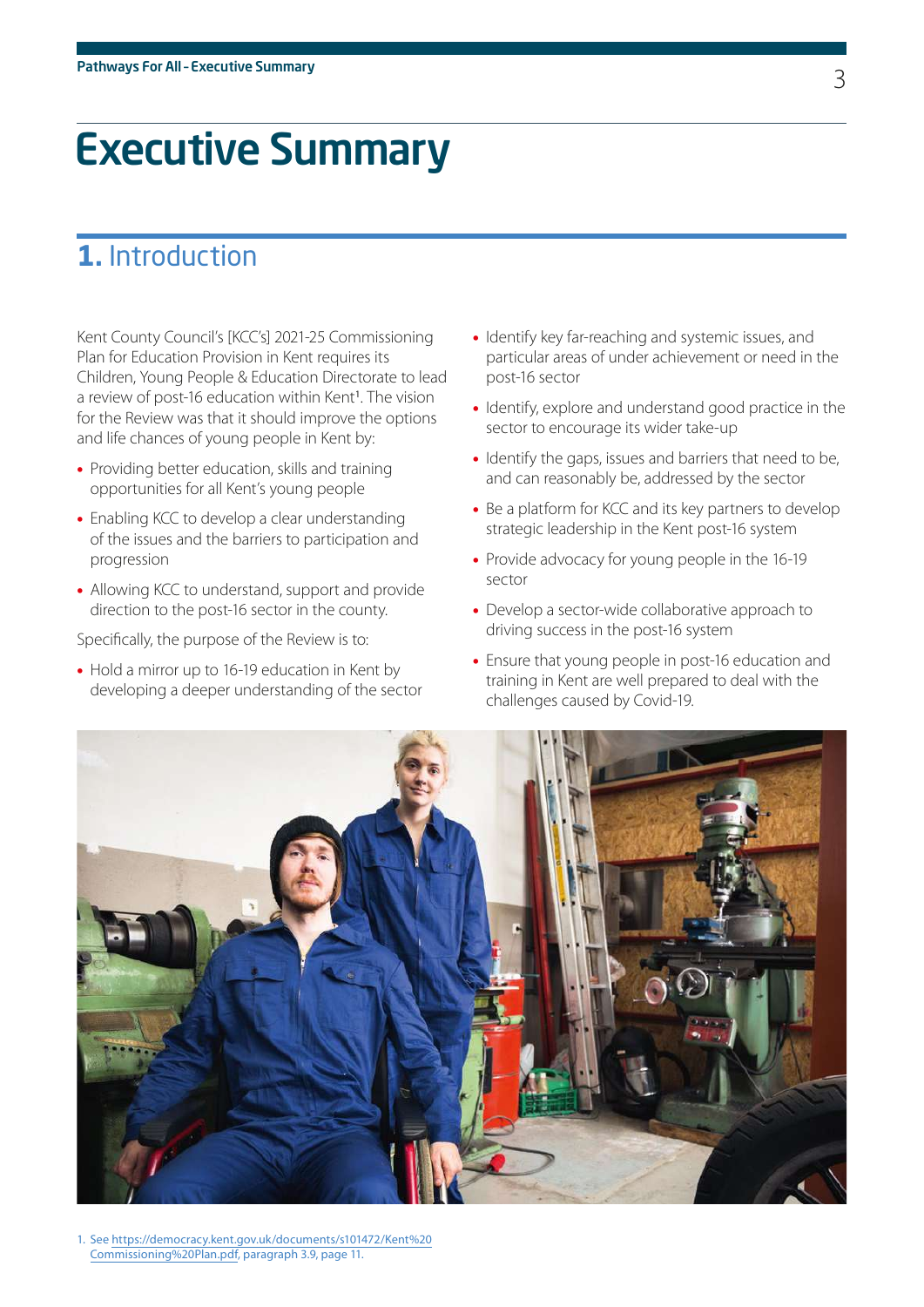# Executive Summary

## 1. Introduction

Kent County Council's [KCC's] 2021-25 Commissioning Plan for Education Provision in Kent requires its Children, Young People & Education Directorate to lead a review of post-16 education within Kent[1]. The vision for the Review was that it should improve the options and life chances of young people in Kent by:

- Providing better education, skills and training opportunities for all Kent's young people
- Enabling KCC to develop a clear understanding of the issues and the barriers to participation and progression
- Allowing KCC to understand, support and provide direction to the post-16 sector in the county.

Specifically, the purpose of the Review is to:

- Hold a mirror up to 16-19 education in Kent by developing a deeper understanding of the sector
- Identify key far-reaching and systemic issues, and particular areas of under achievement or need in the post-16 sector
- Identify, explore and understand good practice in the sector to encourage its wider take-up
- Identify the gaps, issues and barriers that need to be, and can reasonably be, addressed by the sector
- Be a platform for KCC and its key partners to develop strategic leadership in the Kent post-16 system
- Provide advocacy for young people in the 16-19 sector
- Develop a sector-wide collaborative approach to driving success in the post-16 system
- Ensure that young people in post-16 education and training in Kent are well prepared to deal with the challenges caused by Covid-19.

1. See https://democracy.kent.gov.uk/documents/s101472/Kent%20Commissioning%20Plan.pdf, paragraph 3.9, page 11.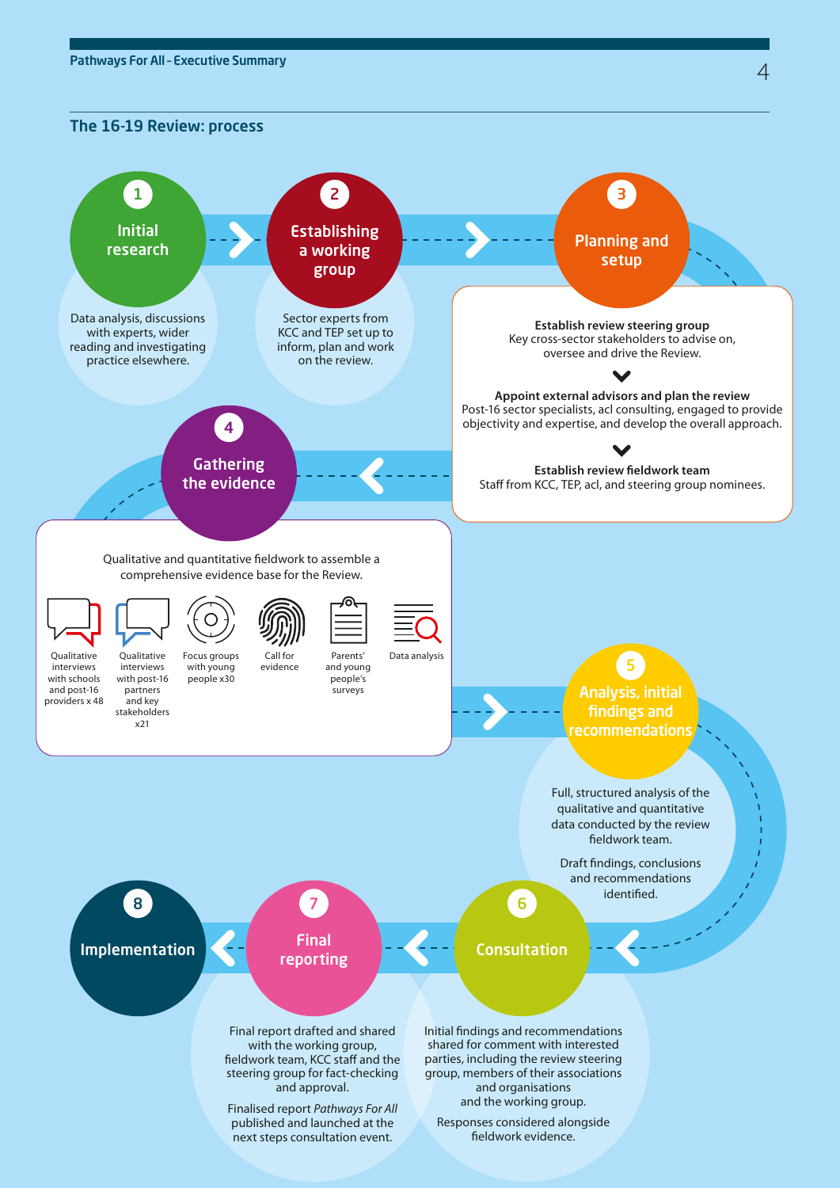## The 16-19 Review: process

### 1 Initial research

Data analysis, discussions with experts, wider reading and investigating practice elsewhere.

### 2 Establishing a working group

Sector experts from KCC and TEP set up to inform, plan and work on the review.

### 3 Planning and setup

**Establish review steering group**
Key cross-sector stakeholders to advise on, oversee and drive the Review.

**Appoint external advisors and plan the review**
Post-16 sector specialists, acl consulting, engaged to provide objectivity and expertise, and develop the overall approach.

**Establish review fieldwork team**
Staff from KCC, TEP, acl, and steering group nominees.

### 4 Gathering the evidence

Qualitative and quantitative fieldwork to assemble a comprehensive evidence base for the Review.

- Qualitative interviews with schools and post-16 providers x 48
- Qualitative interviews with post-16 partners and key stakeholders x21
- Focus groups with young people x30
- Call for evidence
- Parents' and young people's surveys
- Data analysis

### 5 Analysis, initial findings and recommendations

Full, structured analysis of the qualitative and quantitative data conducted by the review fieldwork team.

Draft findings, conclusions and recommendations identified.

### 6 Consultation

Initial findings and recommendations shared for comment with interested parties, including the review steering group, members of their associations and organisations and the working group.

Responses considered alongside fieldwork evidence.

### 7 Final reporting

Final report drafted and shared with the working group, fieldwork team, KCC staff and the steering group for fact-checking and approval.

Finalised report *Pathways For All* published and launched at the next steps consultation event.

### 8 Implementation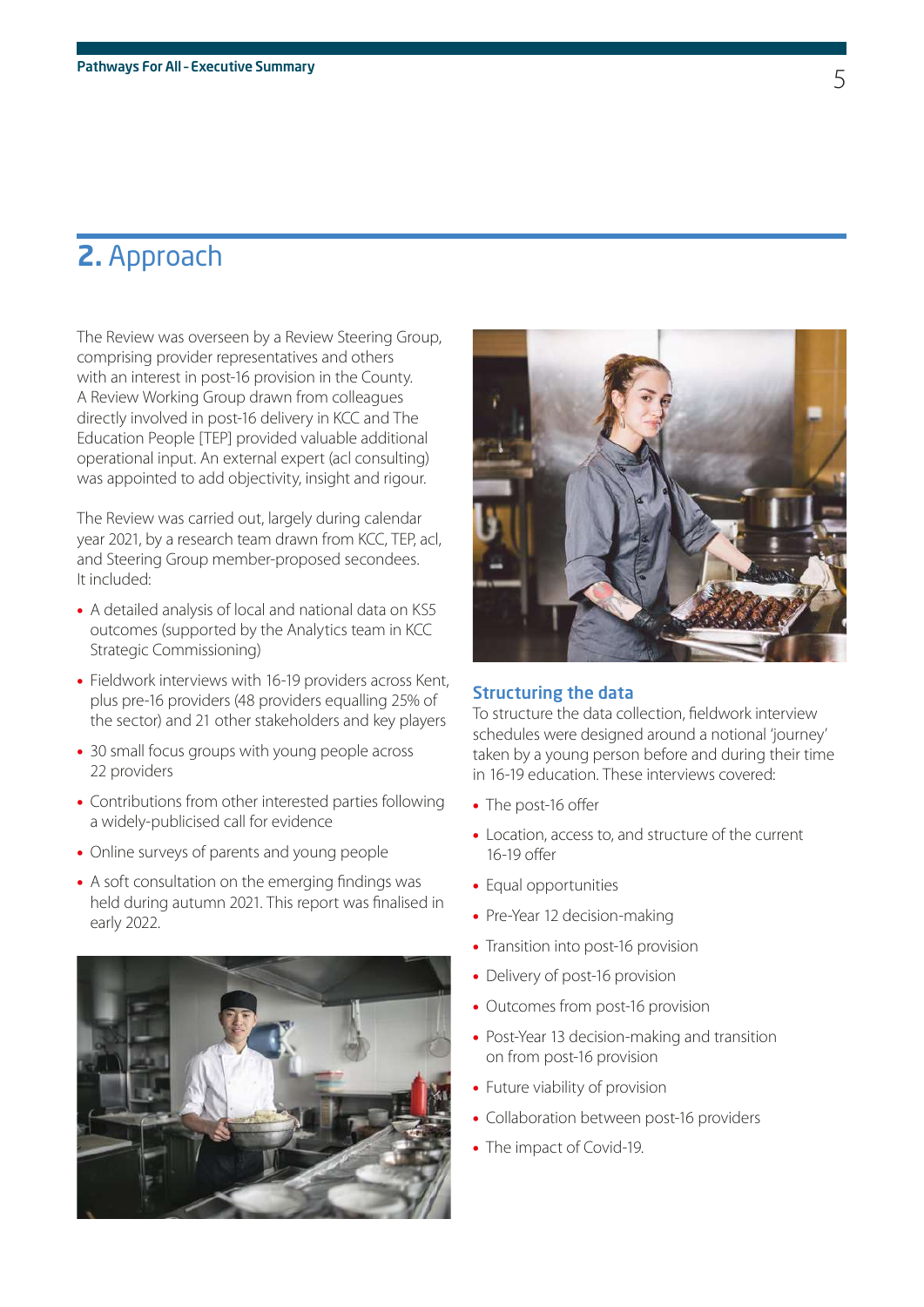## 2. Approach

The Review was overseen by a Review Steering Group, comprising provider representatives and others with an interest in post-16 provision in the County. A Review Working Group drawn from colleagues directly involved in post-16 delivery in KCC and The Education People [TEP] provided valuable additional operational input. An external expert (acl consulting) was appointed to add objectivity, insight and rigour.

The Review was carried out, largely during calendar year 2021, by a research team drawn from KCC, TEP, acl, and Steering Group member-proposed secondees. It included:

- A detailed analysis of local and national data on KS5 outcomes (supported by the Analytics team in KCC Strategic Commissioning)
- Fieldwork interviews with 16-19 providers across Kent, plus pre-16 providers (48 providers equalling 25% of the sector) and 21 other stakeholders and key players
- 30 small focus groups with young people across 22 providers
- Contributions from other interested parties following a widely-publicised call for evidence
- Online surveys of parents and young people
- A soft consultation on the emerging findings was held during autumn 2021. This report was finalised in early 2022.

### Structuring the data

To structure the data collection, fieldwork interview schedules were designed around a notional 'journey' taken by a young person before and during their time in 16-19 education. These interviews covered:

- The post-16 offer
- Location, access to, and structure of the current 16-19 offer
- Equal opportunities
- Pre-Year 12 decision-making
- Transition into post-16 provision
- Delivery of post-16 provision
- Outcomes from post-16 provision
- Post-Year 13 decision-making and transition on from post-16 provision
- Future viability of provision
- Collaboration between post-16 providers
- The impact of Covid-19.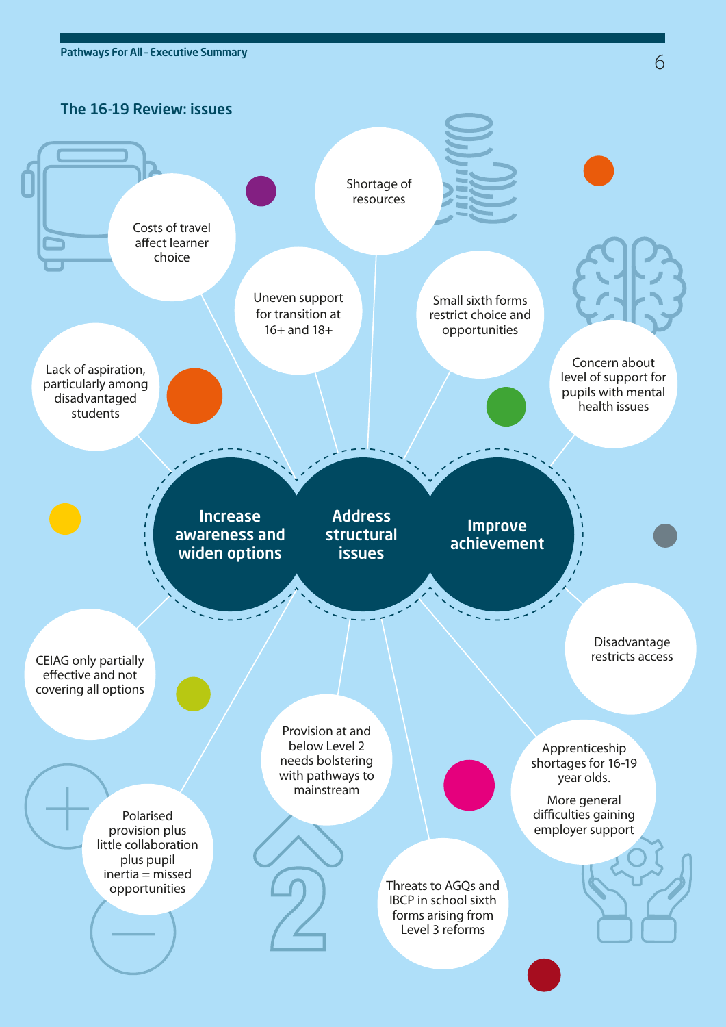## The 16-19 Review: issues

**Increase awareness and widen options**

**Address structural issues**

**Improve achievement**

- Costs of travel affect learner choice
- Shortage of resources
- Uneven support for transition at 16+ and 18+
- Small sixth forms restrict choice and opportunities
- Lack of aspiration, particularly among disadvantaged students
- Concern about level of support for pupils with mental health issues
- Disadvantage restricts access
- CEIAG only partially effective and not covering all options
- Provision at and below Level 2 needs bolstering with pathways to mainstream
- Apprenticeship shortages for 16-19 year olds. More general difficulties gaining employer support
- Polarised provision plus little collaboration plus pupil inertia = missed opportunities
- Threats to AGQs and IBCP in school sixth forms arising from Level 3 reforms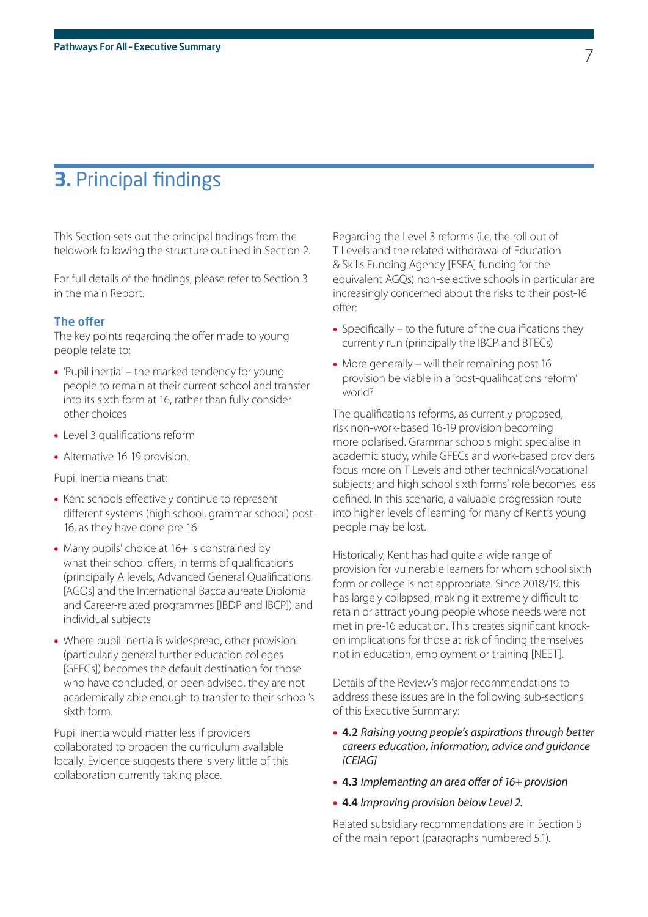# 3. Principal findings

This Section sets out the principal findings from the fieldwork following the structure outlined in Section 2.

For full details of the findings, please refer to Section 3 in the main Report.

### The offer

The key points regarding the offer made to young people relate to:

- 'Pupil inertia' – the marked tendency for young people to remain at their current school and transfer into its sixth form at 16, rather than fully consider other choices
- Level 3 qualifications reform
- Alternative 16-19 provision.

Pupil inertia means that:

- Kent schools effectively continue to represent different systems (high school, grammar school) post-16, as they have done pre-16
- Many pupils' choice at 16+ is constrained by what their school offers, in terms of qualifications (principally A levels, Advanced General Qualifications [AGQs] and the International Baccalaureate Diploma and Career-related programmes [IBDP and IBCP]) and individual subjects
- Where pupil inertia is widespread, other provision (particularly general further education colleges [GFECs]) becomes the default destination for those who have concluded, or been advised, they are not academically able enough to transfer to their school's sixth form.

Pupil inertia would matter less if providers collaborated to broaden the curriculum available locally. Evidence suggests there is very little of this collaboration currently taking place.

Regarding the Level 3 reforms (i.e. the roll out of T Levels and the related withdrawal of Education & Skills Funding Agency [ESFA] funding for the equivalent AGQs) non-selective schools in particular are increasingly concerned about the risks to their post-16 offer:

- Specifically – to the future of the qualifications they currently run (principally the IBCP and BTECs)
- More generally – will their remaining post-16 provision be viable in a 'post-qualifications reform' world?

The qualifications reforms, as currently proposed, risk non-work-based 16-19 provision becoming more polarised. Grammar schools might specialise in academic study, while GFECs and work-based providers focus more on T Levels and other technical/vocational subjects; and high school sixth forms' role becomes less defined. In this scenario, a valuable progression route into higher levels of learning for many of Kent's young people may be lost.

Historically, Kent has had quite a wide range of provision for vulnerable learners for whom school sixth form or college is not appropriate. Since 2018/19, this has largely collapsed, making it extremely difficult to retain or attract young people whose needs were not met in pre-16 education. This creates significant knock-on implications for those at risk of finding themselves not in education, employment or training [NEET].

Details of the Review's major recommendations to address these issues are in the following sub-sections of this Executive Summary:

- **4.2** *Raising young people's aspirations through better careers education, information, advice and guidance [CEIAG]*
- **4.3** *Implementing an area offer of 16+ provision*
- **4.4** *Improving provision below Level 2.*

Related subsidiary recommendations are in Section 5 of the main report (paragraphs numbered 5.1).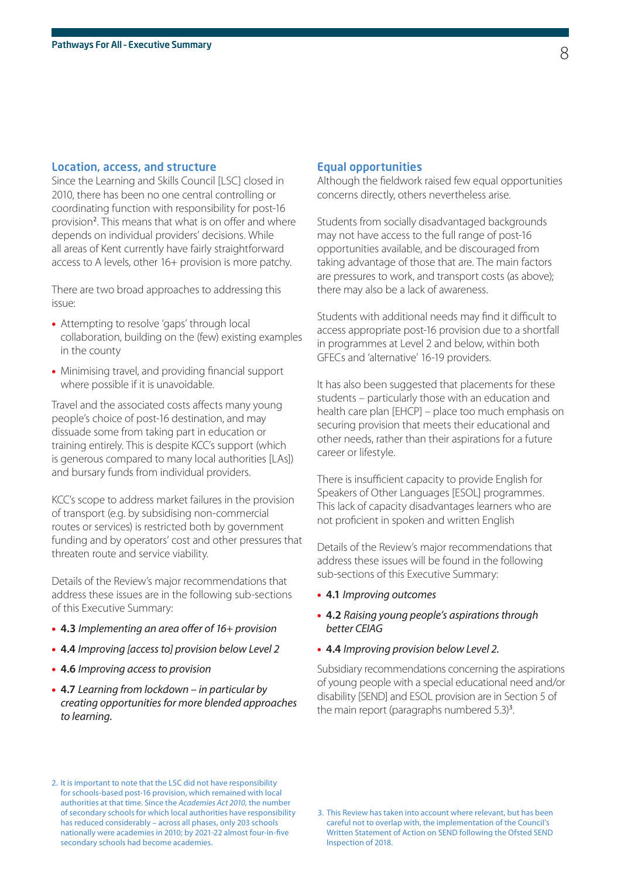## Location, access, and structure

Since the Learning and Skills Council [LSC] closed in 2010, there has been no one central controlling or coordinating function with responsibility for post-16 provision[2]. This means that what is on offer and where depends on individual providers' decisions. While all areas of Kent currently have fairly straightforward access to A levels, other 16+ provision is more patchy.

There are two broad approaches to addressing this issue:

- Attempting to resolve 'gaps' through local collaboration, building on the (few) existing examples in the county
- Minimising travel, and providing financial support where possible if it is unavoidable.

Travel and the associated costs affects many young people's choice of post-16 destination, and may dissuade some from taking part in education or training entirely. This is despite KCC's support (which is generous compared to many local authorities [LAs]) and bursary funds from individual providers.

KCC's scope to address market failures in the provision of transport (e.g. by subsidising non-commercial routes or services) is restricted both by government funding and by operators' cost and other pressures that threaten route and service viability.

Details of the Review's major recommendations that address these issues are in the following sub-sections of this Executive Summary:

- **4.3** *Implementing an area offer of 16+ provision*
- **4.4** *Improving [access to] provision below Level 2*
- **4.6** *Improving access to provision*
- **4.7** *Learning from lockdown – in particular by creating opportunities for more blended approaches to learning.*

## Equal opportunities

Although the fieldwork raised few equal opportunities concerns directly, others nevertheless arise.

Students from socially disadvantaged backgrounds may not have access to the full range of post-16 opportunities available, and be discouraged from taking advantage of those that are. The main factors are pressures to work, and transport costs (as above); there may also be a lack of awareness.

Students with additional needs may find it difficult to access appropriate post-16 provision due to a shortfall in programmes at Level 2 and below, within both GFECs and 'alternative' 16-19 providers.

It has also been suggested that placements for these students – particularly those with an education and health care plan [EHCP] – place too much emphasis on securing provision that meets their educational and other needs, rather than their aspirations for a future career or lifestyle.

There is insufficient capacity to provide English for Speakers of Other Languages [ESOL] programmes. This lack of capacity disadvantages learners who are not proficient in spoken and written English

Details of the Review's major recommendations that address these issues will be found in the following sub-sections of this Executive Summary:

- **4.1** *Improving outcomes*
- **4.2** *Raising young people's aspirations through better CEIAG*
- **4.4** *Improving provision below Level 2.*

Subsidiary recommendations concerning the aspirations of young people with a special educational need and/or disability [SEND] and ESOL provision are in Section 5 of the main report (paragraphs numbered 5.3)[3].

---

2. It is important to note that the LSC did not have responsibility for schools-based post-16 provision, which remained with local authorities at that time. Since the *Academies Act 2010*, the number of secondary schools for which local authorities have responsibility has reduced considerably – across all phases, only 203 schools nationally were academies in 2010; by 2021-22 almost four-in-five secondary schools had become academies.

3. This Review has taken into account where relevant, but has been careful not to overlap with, the implementation of the Council's Written Statement of Action on SEND following the Ofsted SEND Inspection of 2018.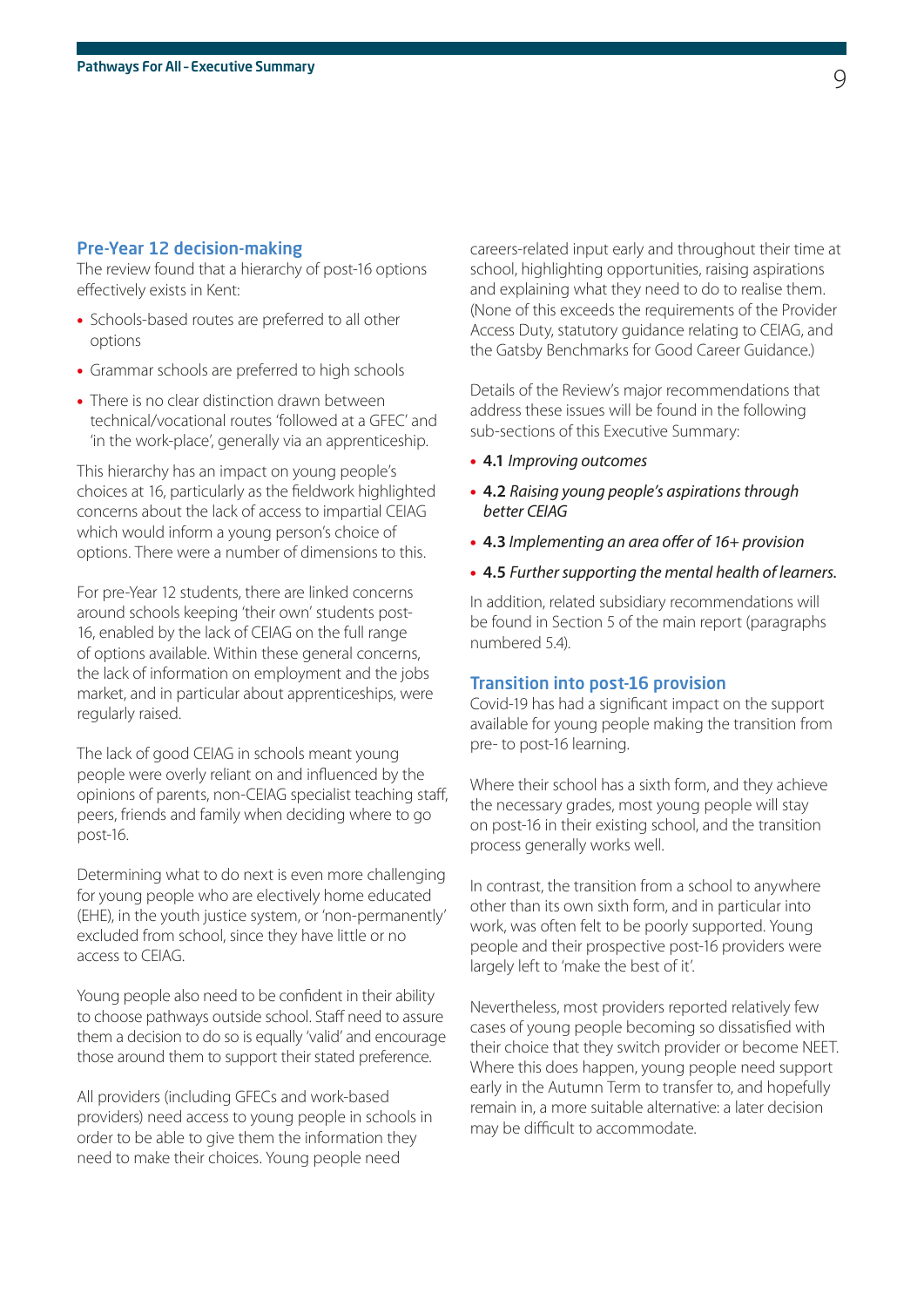## Pre-Year 12 decision-making

The review found that a hierarchy of post-16 options effectively exists in Kent:

- Schools-based routes are preferred to all other options
- Grammar schools are preferred to high schools
- There is no clear distinction drawn between technical/vocational routes 'followed at a GFEC' and 'in the work-place', generally via an apprenticeship.

This hierarchy has an impact on young people's choices at 16, particularly as the fieldwork highlighted concerns about the lack of access to impartial CEIAG which would inform a young person's choice of options. There were a number of dimensions to this.

For pre-Year 12 students, there are linked concerns around schools keeping 'their own' students post-16, enabled by the lack of CEIAG on the full range of options available. Within these general concerns, the lack of information on employment and the jobs market, and in particular about apprenticeships, were regularly raised.

The lack of good CEIAG in schools meant young people were overly reliant on and influenced by the opinions of parents, non-CEIAG specialist teaching staff, peers, friends and family when deciding where to go post-16.

Determining what to do next is even more challenging for young people who are electively home educated (EHE), in the youth justice system, or 'non-permanently' excluded from school, since they have little or no access to CEIAG.

Young people also need to be confident in their ability to choose pathways outside school. Staff need to assure them a decision to do so is equally 'valid' and encourage those around them to support their stated preference.

All providers (including GFECs and work-based providers) need access to young people in schools in order to be able to give them the information they need to make their choices. Young people need careers-related input early and throughout their time at school, highlighting opportunities, raising aspirations and explaining what they need to do to realise them. (None of this exceeds the requirements of the Provider Access Duty, statutory guidance relating to CEIAG, and the Gatsby Benchmarks for Good Career Guidance.)

Details of the Review's major recommendations that address these issues will be found in the following sub-sections of this Executive Summary:

- **4.1** *Improving outcomes*
- **4.2** *Raising young people's aspirations through better CEIAG*
- **4.3** *Implementing an area offer of 16+ provision*
- **4.5** *Further supporting the mental health of learners.*

In addition, related subsidiary recommendations will be found in Section 5 of the main report (paragraphs numbered 5.4).

## Transition into post-16 provision

Covid-19 has had a significant impact on the support available for young people making the transition from pre- to post-16 learning.

Where their school has a sixth form, and they achieve the necessary grades, most young people will stay on post-16 in their existing school, and the transition process generally works well.

In contrast, the transition from a school to anywhere other than its own sixth form, and in particular into work, was often felt to be poorly supported. Young people and their prospective post-16 providers were largely left to 'make the best of it'.

Nevertheless, most providers reported relatively few cases of young people becoming so dissatisfied with their choice that they switch provider or become NEET. Where this does happen, young people need support early in the Autumn Term to transfer to, and hopefully remain in, a more suitable alternative: a later decision may be difficult to accommodate.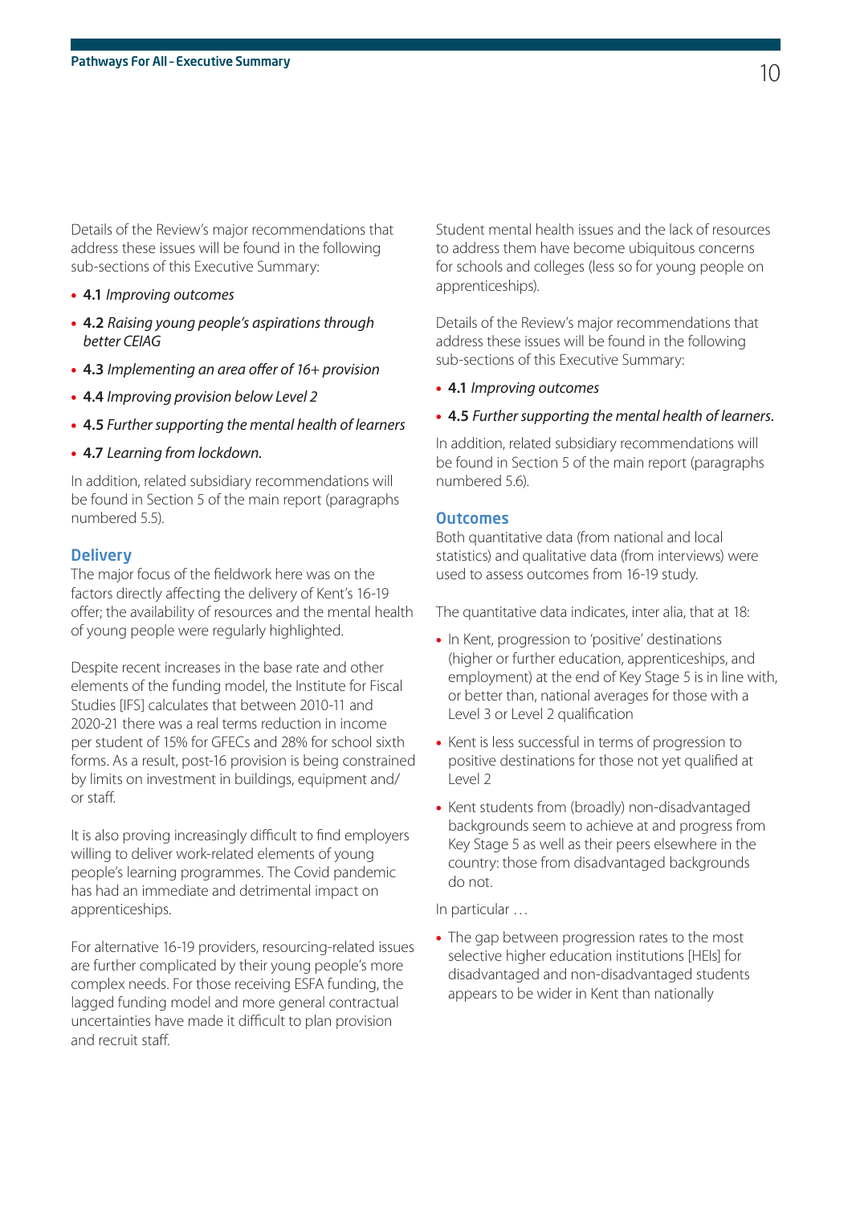Details of the Review's major recommendations that address these issues will be found in the following sub-sections of this Executive Summary:

- **4.1** *Improving outcomes*
- **4.2** *Raising young people's aspirations through better CEIAG*
- **4.3** *Implementing an area offer of 16+ provision*
- **4.4** *Improving provision below Level 2*
- **4.5** *Further supporting the mental health of learners*
- **4.7** *Learning from lockdown.*

In addition, related subsidiary recommendations will be found in Section 5 of the main report (paragraphs numbered 5.5).

### Delivery

The major focus of the fieldwork here was on the factors directly affecting the delivery of Kent's 16-19 offer; the availability of resources and the mental health of young people were regularly highlighted.

Despite recent increases in the base rate and other elements of the funding model, the Institute for Fiscal Studies [IFS] calculates that between 2010-11 and 2020-21 there was a real terms reduction in income per student of 15% for GFECs and 28% for school sixth forms. As a result, post-16 provision is being constrained by limits on investment in buildings, equipment and/or staff.

It is also proving increasingly difficult to find employers willing to deliver work-related elements of young people's learning programmes. The Covid pandemic has had an immediate and detrimental impact on apprenticeships.

For alternative 16-19 providers, resourcing-related issues are further complicated by their young people's more complex needs. For those receiving ESFA funding, the lagged funding model and more general contractual uncertainties have made it difficult to plan provision and recruit staff.

Student mental health issues and the lack of resources to address them have become ubiquitous concerns for schools and colleges (less so for young people on apprenticeships).

Details of the Review's major recommendations that address these issues will be found in the following sub-sections of this Executive Summary:

- **4.1** *Improving outcomes*
- **4.5** *Further supporting the mental health of learners.*

In addition, related subsidiary recommendations will be found in Section 5 of the main report (paragraphs numbered 5.6).

### Outcomes

Both quantitative data (from national and local statistics) and qualitative data (from interviews) were used to assess outcomes from 16-19 study.

The quantitative data indicates, inter alia, that at 18:

- In Kent, progression to 'positive' destinations (higher or further education, apprenticeships, and employment) at the end of Key Stage 5 is in line with, or better than, national averages for those with a Level 3 or Level 2 qualification
- Kent is less successful in terms of progression to positive destinations for those not yet qualified at Level 2
- Kent students from (broadly) non-disadvantaged backgrounds seem to achieve at and progress from Key Stage 5 as well as their peers elsewhere in the country: those from disadvantaged backgrounds do not.

In particular …

- The gap between progression rates to the most selective higher education institutions [HEIs] for disadvantaged and non-disadvantaged students appears to be wider in Kent than nationally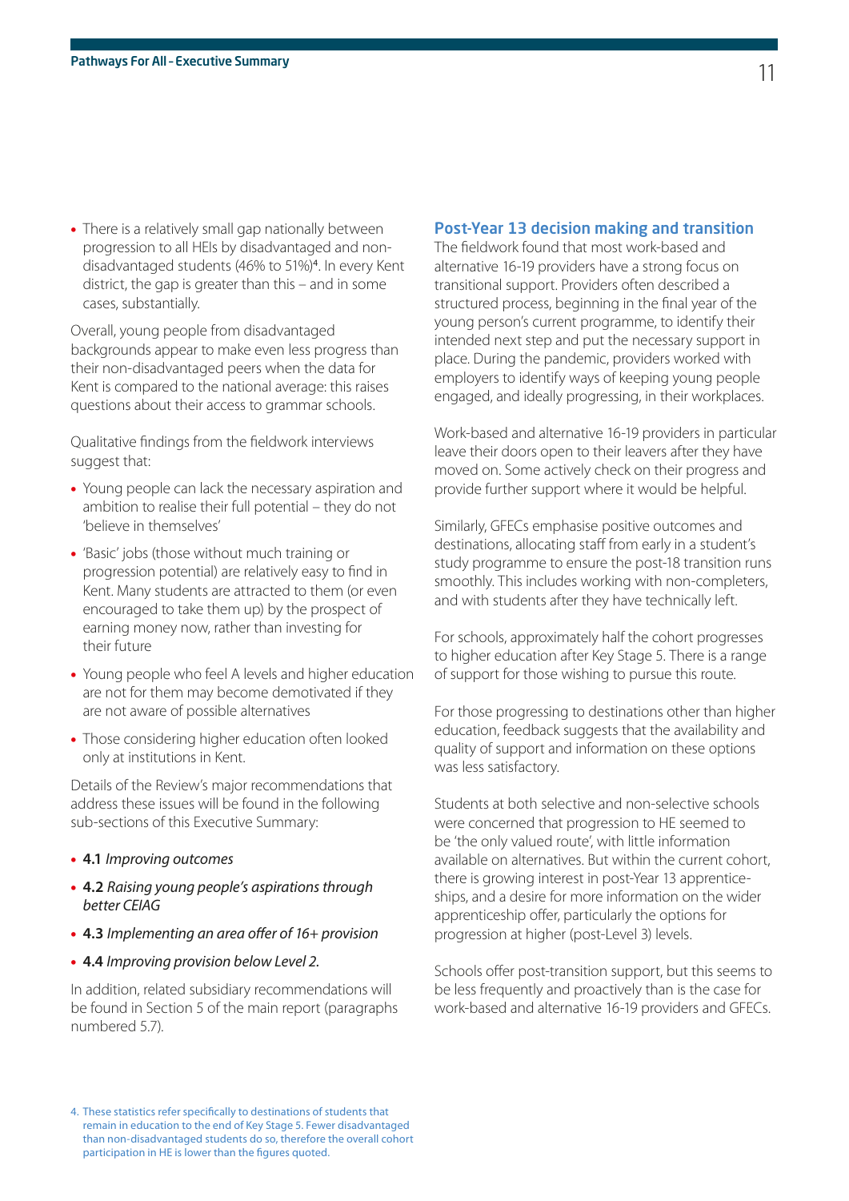- There is a relatively small gap nationally between progression to all HEIs by disadvantaged and non-disadvantaged students (46% to 51%)[4]. In every Kent district, the gap is greater than this – and in some cases, substantially.

Overall, young people from disadvantaged backgrounds appear to make even less progress than their non-disadvantaged peers when the data for Kent is compared to the national average: this raises questions about their access to grammar schools.

Qualitative findings from the fieldwork interviews suggest that:

- Young people can lack the necessary aspiration and ambition to realise their full potential – they do not 'believe in themselves'
- 'Basic' jobs (those without much training or progression potential) are relatively easy to find in Kent. Many students are attracted to them (or even encouraged to take them up) by the prospect of earning money now, rather than investing for their future
- Young people who feel A levels and higher education are not for them may become demotivated if they are not aware of possible alternatives
- Those considering higher education often looked only at institutions in Kent.

Details of the Review's major recommendations that address these issues will be found in the following sub-sections of this Executive Summary:

- **4.1** *Improving outcomes*
- **4.2** *Raising young people's aspirations through better CEIAG*
- **4.3** *Implementing an area offer of 16+ provision*
- **4.4** *Improving provision below Level 2.*

In addition, related subsidiary recommendations will be found in Section 5 of the main report (paragraphs numbered 5.7).

## Post-Year 13 decision making and transition

The fieldwork found that most work-based and alternative 16-19 providers have a strong focus on transitional support. Providers often described a structured process, beginning in the final year of the young person's current programme, to identify their intended next step and put the necessary support in place. During the pandemic, providers worked with employers to identify ways of keeping young people engaged, and ideally progressing, in their workplaces.

Work-based and alternative 16-19 providers in particular leave their doors open to their leavers after they have moved on. Some actively check on their progress and provide further support where it would be helpful.

Similarly, GFECs emphasise positive outcomes and destinations, allocating staff from early in a student's study programme to ensure the post-18 transition runs smoothly. This includes working with non-completers, and with students after they have technically left.

For schools, approximately half the cohort progresses to higher education after Key Stage 5. There is a range of support for those wishing to pursue this route.

For those progressing to destinations other than higher education, feedback suggests that the availability and quality of support and information on these options was less satisfactory.

Students at both selective and non-selective schools were concerned that progression to HE seemed to be 'the only valued route', with little information available on alternatives. But within the current cohort, there is growing interest in post-Year 13 apprenticeships, and a desire for more information on the wider apprenticeship offer, particularly the options for progression at higher (post-Level 3) levels.

Schools offer post-transition support, but this seems to be less frequently and proactively than is the case for work-based and alternative 16-19 providers and GFECs.

4. These statistics refer specifically to destinations of students that remain in education to the end of Key Stage 5. Fewer disadvantaged than non-disadvantaged students do so, therefore the overall cohort participation in HE is lower than the figures quoted.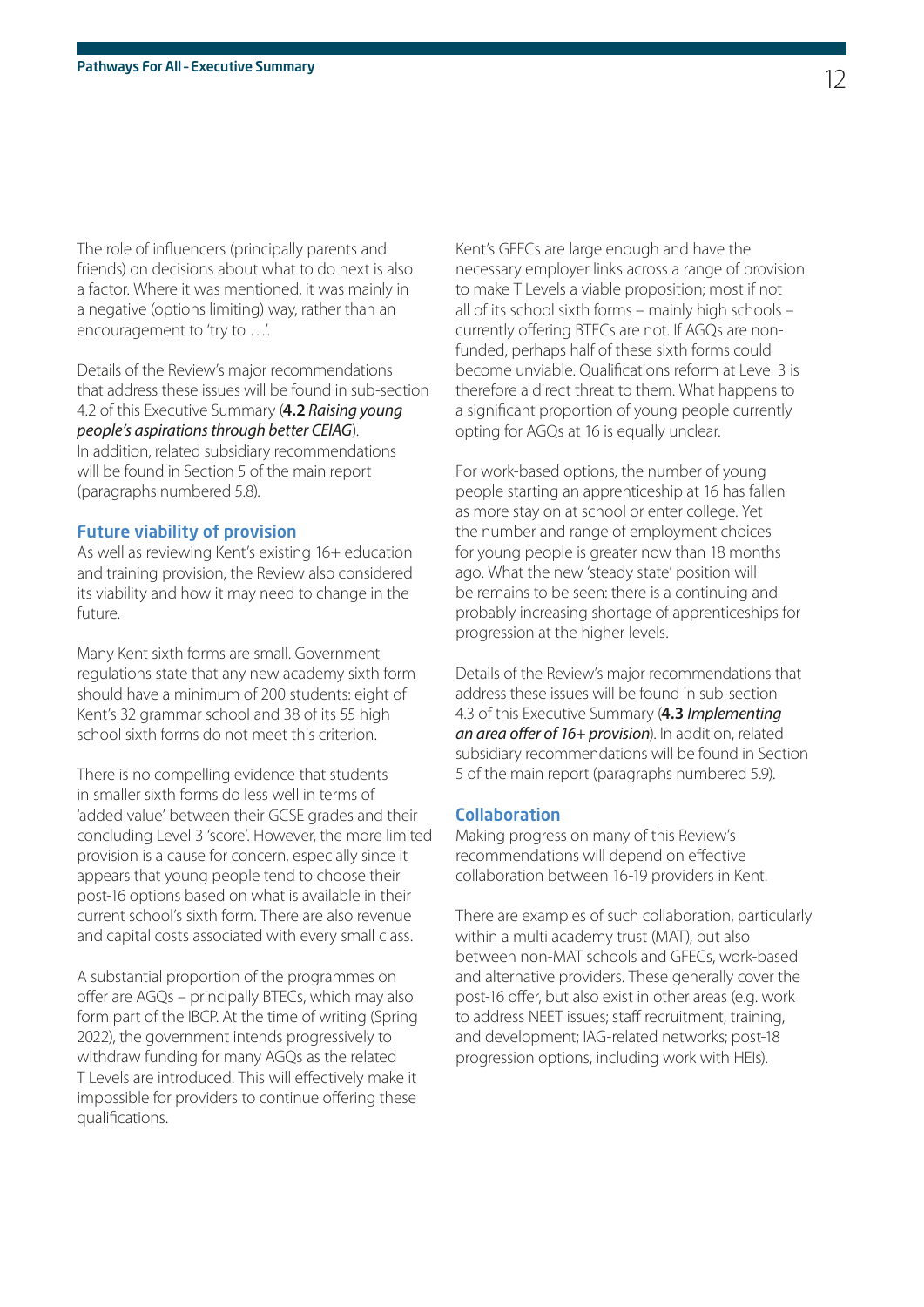The role of influencers (principally parents and friends) on decisions about what to do next is also a factor. Where it was mentioned, it was mainly in a negative (options limiting) way, rather than an encouragement to 'try to …'.

Details of the Review's major recommendations that address these issues will be found in sub-section 4.2 of this Executive Summary (**4.2** *Raising young people's aspirations through better CEIAG*). In addition, related subsidiary recommendations will be found in Section 5 of the main report (paragraphs numbered 5.8).

### Future viability of provision

As well as reviewing Kent's existing 16+ education and training provision, the Review also considered its viability and how it may need to change in the future.

Many Kent sixth forms are small. Government regulations state that any new academy sixth form should have a minimum of 200 students: eight of Kent's 32 grammar school and 38 of its 55 high school sixth forms do not meet this criterion.

There is no compelling evidence that students in smaller sixth forms do less well in terms of 'added value' between their GCSE grades and their concluding Level 3 'score'. However, the more limited provision is a cause for concern, especially since it appears that young people tend to choose their post-16 options based on what is available in their current school's sixth form. There are also revenue and capital costs associated with every small class.

A substantial proportion of the programmes on offer are AGQs – principally BTECs, which may also form part of the IBCP. At the time of writing (Spring 2022), the government intends progressively to withdraw funding for many AGQs as the related T Levels are introduced. This will effectively make it impossible for providers to continue offering these qualifications.

Kent's GFECs are large enough and have the necessary employer links across a range of provision to make T Levels a viable proposition; most if not all of its school sixth forms – mainly high schools – currently offering BTECs are not. If AGQs are non-funded, perhaps half of these sixth forms could become unviable. Qualifications reform at Level 3 is therefore a direct threat to them. What happens to a significant proportion of young people currently opting for AGQs at 16 is equally unclear.

For work-based options, the number of young people starting an apprenticeship at 16 has fallen as more stay on at school or enter college. Yet the number and range of employment choices for young people is greater now than 18 months ago. What the new 'steady state' position will be remains to be seen: there is a continuing and probably increasing shortage of apprenticeships for progression at the higher levels.

Details of the Review's major recommendations that address these issues will be found in sub-section 4.3 of this Executive Summary (**4.3** *Implementing an area offer of 16+ provision*). In addition, related subsidiary recommendations will be found in Section 5 of the main report (paragraphs numbered 5.9).

### Collaboration

Making progress on many of this Review's recommendations will depend on effective collaboration between 16-19 providers in Kent.

There are examples of such collaboration, particularly within a multi academy trust (MAT), but also between non-MAT schools and GFECs, work-based and alternative providers. These generally cover the post-16 offer, but also exist in other areas (e.g. work to address NEET issues; staff recruitment, training, and development; IAG-related networks; post-18 progression options, including work with HEIs).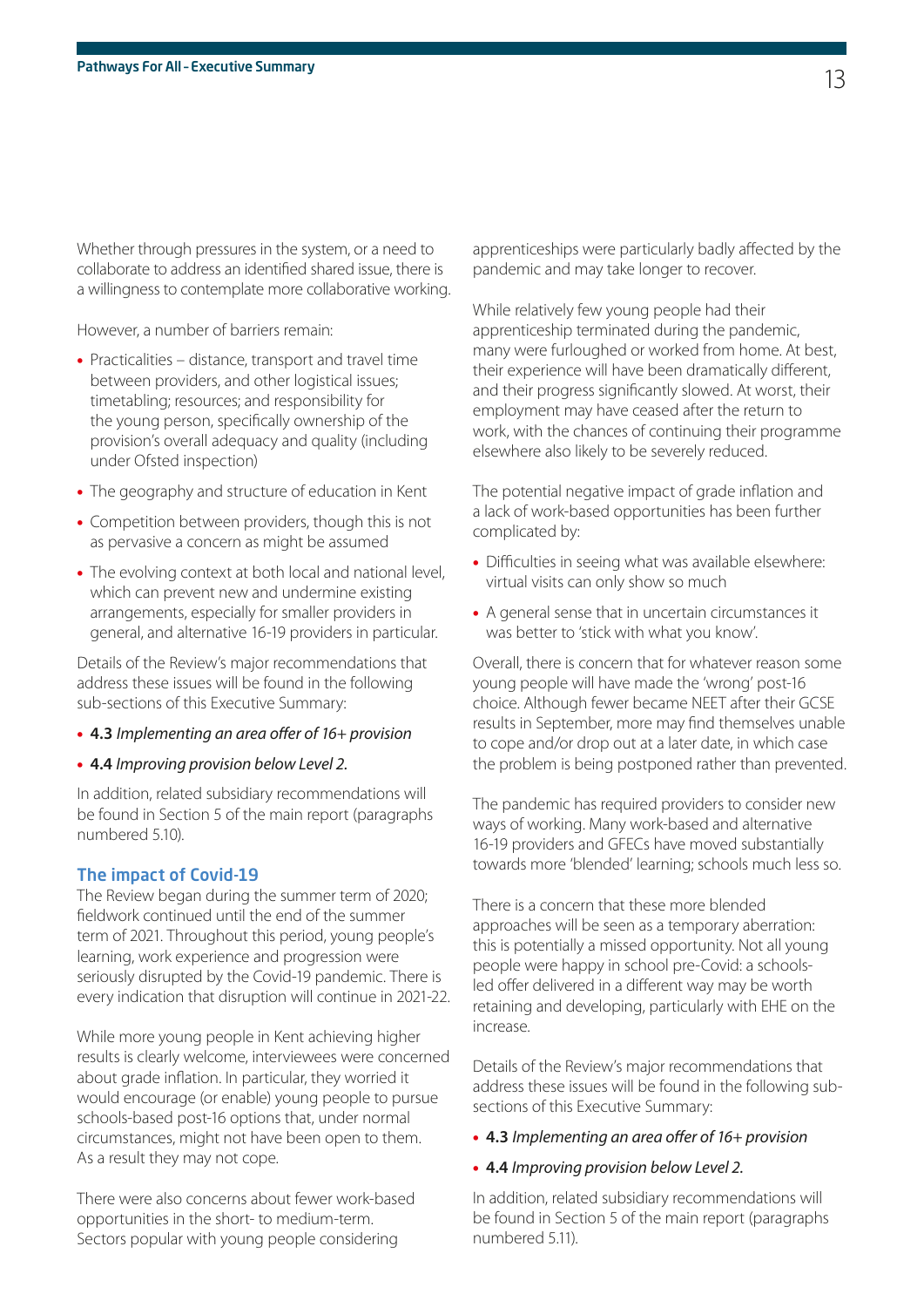Whether through pressures in the system, or a need to collaborate to address an identified shared issue, there is a willingness to contemplate more collaborative working.

However, a number of barriers remain:

- Practicalities – distance, transport and travel time between providers, and other logistical issues; timetabling; resources; and responsibility for the young person, specifically ownership of the provision's overall adequacy and quality (including under Ofsted inspection)
- The geography and structure of education in Kent
- Competition between providers, though this is not as pervasive a concern as might be assumed
- The evolving context at both local and national level, which can prevent new and undermine existing arrangements, especially for smaller providers in general, and alternative 16-19 providers in particular.

Details of the Review's major recommendations that address these issues will be found in the following sub-sections of this Executive Summary:

- **4.3** *Implementing an area offer of 16+ provision*
- **4.4** *Improving provision below Level 2.*

In addition, related subsidiary recommendations will be found in Section 5 of the main report (paragraphs numbered 5.10).

### The impact of Covid-19

The Review began during the summer term of 2020; fieldwork continued until the end of the summer term of 2021. Throughout this period, young people's learning, work experience and progression were seriously disrupted by the Covid-19 pandemic. There is every indication that disruption will continue in 2021-22.

While more young people in Kent achieving higher results is clearly welcome, interviewees were concerned about grade inflation. In particular, they worried it would encourage (or enable) young people to pursue schools-based post-16 options that, under normal circumstances, might not have been open to them. As a result they may not cope.

There were also concerns about fewer work-based opportunities in the short- to medium-term. Sectors popular with young people considering apprenticeships were particularly badly affected by the pandemic and may take longer to recover.

While relatively few young people had their apprenticeship terminated during the pandemic, many were furloughed or worked from home. At best, their experience will have been dramatically different, and their progress significantly slowed. At worst, their employment may have ceased after the return to work, with the chances of continuing their programme elsewhere also likely to be severely reduced.

The potential negative impact of grade inflation and a lack of work-based opportunities has been further complicated by:

- Difficulties in seeing what was available elsewhere: virtual visits can only show so much
- A general sense that in uncertain circumstances it was better to 'stick with what you know'.

Overall, there is concern that for whatever reason some young people will have made the 'wrong' post-16 choice. Although fewer became NEET after their GCSE results in September, more may find themselves unable to cope and/or drop out at a later date, in which case the problem is being postponed rather than prevented.

The pandemic has required providers to consider new ways of working. Many work-based and alternative 16-19 providers and GFECs have moved substantially towards more 'blended' learning; schools much less so.

There is a concern that these more blended approaches will be seen as a temporary aberration: this is potentially a missed opportunity. Not all young people were happy in school pre-Covid: a schools-led offer delivered in a different way may be worth retaining and developing, particularly with EHE on the increase.

Details of the Review's major recommendations that address these issues will be found in the following sub-sections of this Executive Summary:

- **4.3** *Implementing an area offer of 16+ provision*
- **4.4** *Improving provision below Level 2.*

In addition, related subsidiary recommendations will be found in Section 5 of the main report (paragraphs numbered 5.11).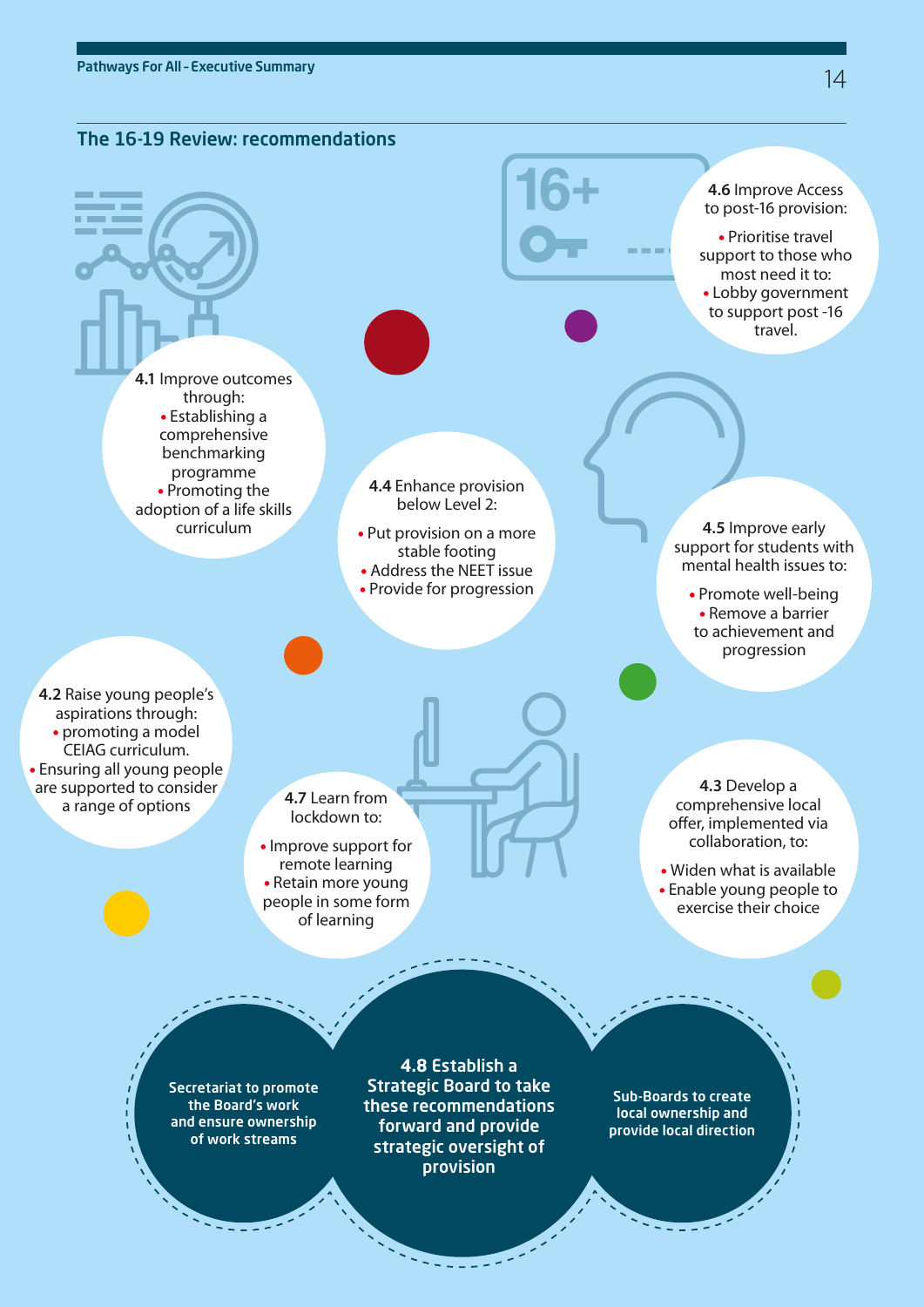## The 16-19 Review: recommendations

**4.1** Improve outcomes through:
- Establishing a comprehensive benchmarking programme
- Promoting the adoption of a life skills curriculum

**4.2** Raise young people's aspirations through:
- promoting a model CEIAG curriculum.
- Ensuring all young people are supported to consider a range of options

**4.3** Develop a comprehensive local offer, implemented via collaboration, to:
- Widen what is available
- Enable young people to exercise their choice

**4.4** Enhance provision below Level 2:
- Put provision on a more stable footing
- Address the NEET issue
- Provide for progression

**4.5** Improve early support for students with mental health issues to:
- Promote well-being
- Remove a barrier to achievement and progression

**4.6** Improve Access to post-16 provision:
- Prioritise travel support to those who most need it to:
- Lobby government to support post -16 travel.

**4.7** Learn from lockdown to:
- Improve support for remote learning
- Retain more young people in some form of learning

**4.8 Establish a Strategic Board to take these recommendations forward and provide strategic oversight of provision**

**Secretariat to promote the Board's work and ensure ownership of work streams**

**Sub-Boards to create local ownership and provide local direction**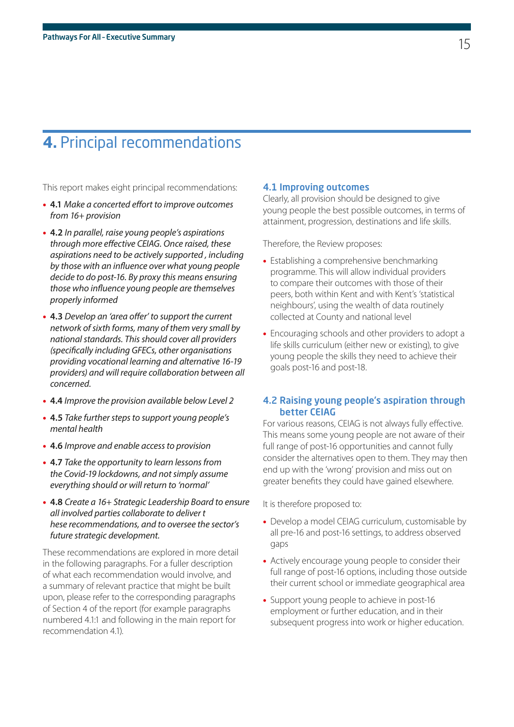# **4.** Principal recommendations

This report makes eight principal recommendations:

- **4.1** *Make a concerted effort to improve outcomes from 16+ provision*
- **4.2** *In parallel, raise young people's aspirations through more effective CEIAG. Once raised, these aspirations need to be actively supported , including by those with an influence over what young people decide to do post-16. By proxy this means ensuring those who influence young people are themselves properly informed*
- **4.3** *Develop an 'area offer' to support the current network of sixth forms, many of them very small by national standards. This should cover all providers (specifically including GFECs, other organisations providing vocational learning and alternative 16-19 providers) and will require collaboration between all concerned.*
- **4.4** *Improve the provision available below Level 2*
- **4.5** *Take further steps to support young people's mental health*
- **4.6** *Improve and enable access to provision*
- **4.7** *Take the opportunity to learn lessons from the Covid-19 lockdowns, and not simply assume everything should or will return to 'normal'*
- **4.8** *Create a 16+ Strategic Leadership Board to ensure all involved parties collaborate to deliver t hese recommendations, and to oversee the sector's future strategic development.*

These recommendations are explored in more detail in the following paragraphs. For a fuller description of what each recommendation would involve, and a summary of relevant practice that might be built upon, please refer to the corresponding paragraphs of Section 4 of the report (for example paragraphs numbered 4.1:1 and following in the main report for recommendation 4.1).

## 4.1 Improving outcomes

Clearly, all provision should be designed to give young people the best possible outcomes, in terms of attainment, progression, destinations and life skills.

Therefore, the Review proposes:

- Establishing a comprehensive benchmarking programme. This will allow individual providers to compare their outcomes with those of their peers, both within Kent and with Kent's 'statistical neighbours', using the wealth of data routinely collected at County and national level
- Encouraging schools and other providers to adopt a life skills curriculum (either new or existing), to give young people the skills they need to achieve their goals post-16 and post-18.

## 4.2 Raising young people's aspiration through better CEIAG

For various reasons, CEIAG is not always fully effective. This means some young people are not aware of their full range of post-16 opportunities and cannot fully consider the alternatives open to them. They may then end up with the 'wrong' provision and miss out on greater benefits they could have gained elsewhere.

It is therefore proposed to:

- Develop a model CEIAG curriculum, customisable by all pre-16 and post-16 settings, to address observed gaps
- Actively encourage young people to consider their full range of post-16 options, including those outside their current school or immediate geographical area
- Support young people to achieve in post-16 employment or further education, and in their subsequent progress into work or higher education.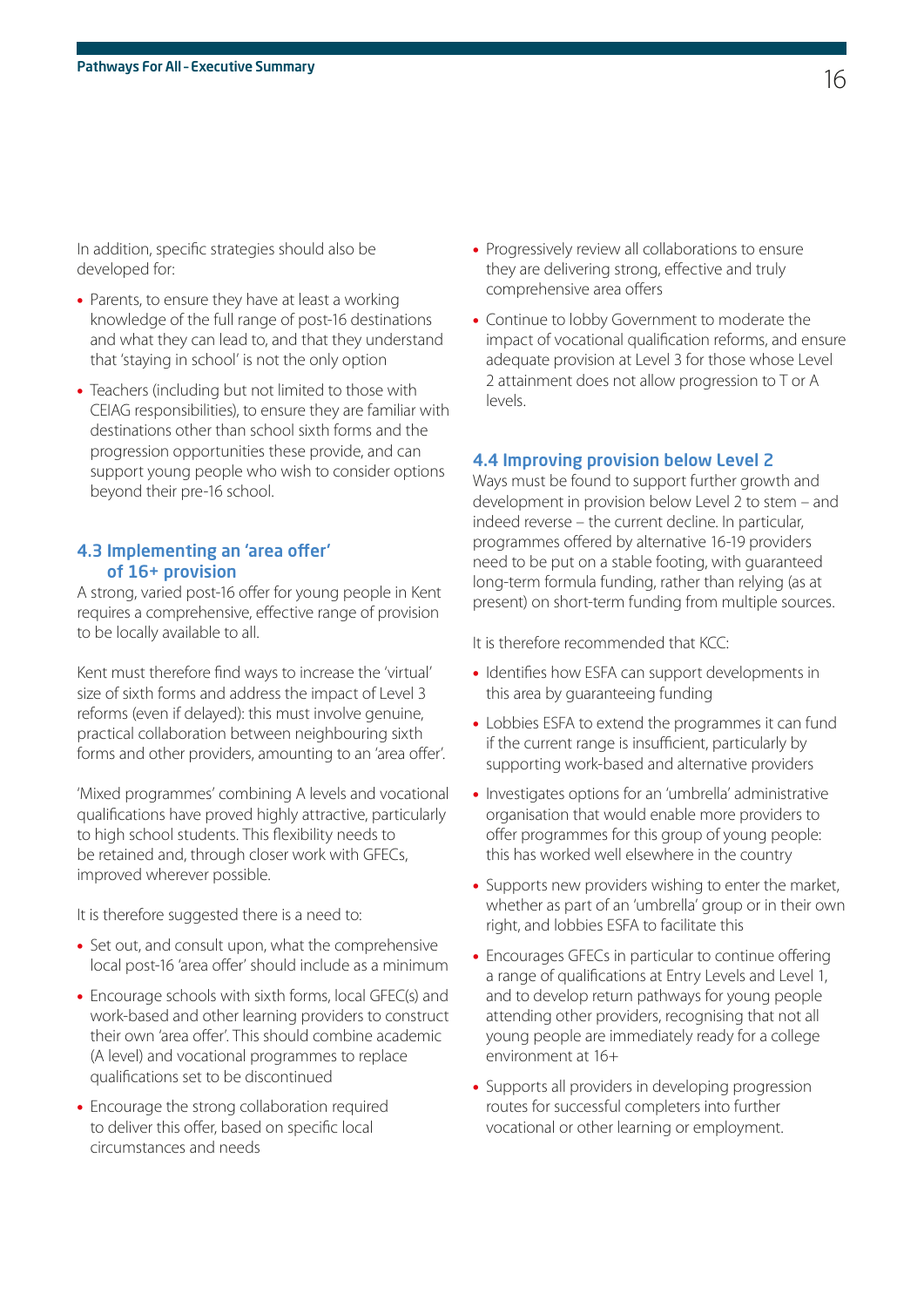In addition, specific strategies should also be developed for:

- Parents, to ensure they have at least a working knowledge of the full range of post-16 destinations and what they can lead to, and that they understand that 'staying in school' is not the only option
- Teachers (including but not limited to those with CEIAG responsibilities), to ensure they are familiar with destinations other than school sixth forms and the progression opportunities these provide, and can support young people who wish to consider options beyond their pre-16 school.

### 4.3 Implementing an 'area offer' of 16+ provision

A strong, varied post-16 offer for young people in Kent requires a comprehensive, effective range of provision to be locally available to all.

Kent must therefore find ways to increase the 'virtual' size of sixth forms and address the impact of Level 3 reforms (even if delayed): this must involve genuine, practical collaboration between neighbouring sixth forms and other providers, amounting to an 'area offer'.

'Mixed programmes' combining A levels and vocational qualifications have proved highly attractive, particularly to high school students. This flexibility needs to be retained and, through closer work with GFECs, improved wherever possible.

It is therefore suggested there is a need to:

- Set out, and consult upon, what the comprehensive local post-16 'area offer' should include as a minimum
- Encourage schools with sixth forms, local GFEC(s) and work-based and other learning providers to construct their own 'area offer'. This should combine academic (A level) and vocational programmes to replace qualifications set to be discontinued
- Encourage the strong collaboration required to deliver this offer, based on specific local circumstances and needs
- Progressively review all collaborations to ensure they are delivering strong, effective and truly comprehensive area offers
- Continue to lobby Government to moderate the impact of vocational qualification reforms, and ensure adequate provision at Level 3 for those whose Level 2 attainment does not allow progression to T or A levels.

### 4.4 Improving provision below Level 2

Ways must be found to support further growth and development in provision below Level 2 to stem – and indeed reverse – the current decline. In particular, programmes offered by alternative 16-19 providers need to be put on a stable footing, with guaranteed long-term formula funding, rather than relying (as at present) on short-term funding from multiple sources.

It is therefore recommended that KCC:

- Identifies how ESFA can support developments in this area by guaranteeing funding
- Lobbies ESFA to extend the programmes it can fund if the current range is insufficient, particularly by supporting work-based and alternative providers
- Investigates options for an 'umbrella' administrative organisation that would enable more providers to offer programmes for this group of young people: this has worked well elsewhere in the country
- Supports new providers wishing to enter the market, whether as part of an 'umbrella' group or in their own right, and lobbies ESFA to facilitate this
- Encourages GFECs in particular to continue offering a range of qualifications at Entry Levels and Level 1, and to develop return pathways for young people attending other providers, recognising that not all young people are immediately ready for a college environment at 16+
- Supports all providers in developing progression routes for successful completers into further vocational or other learning or employment.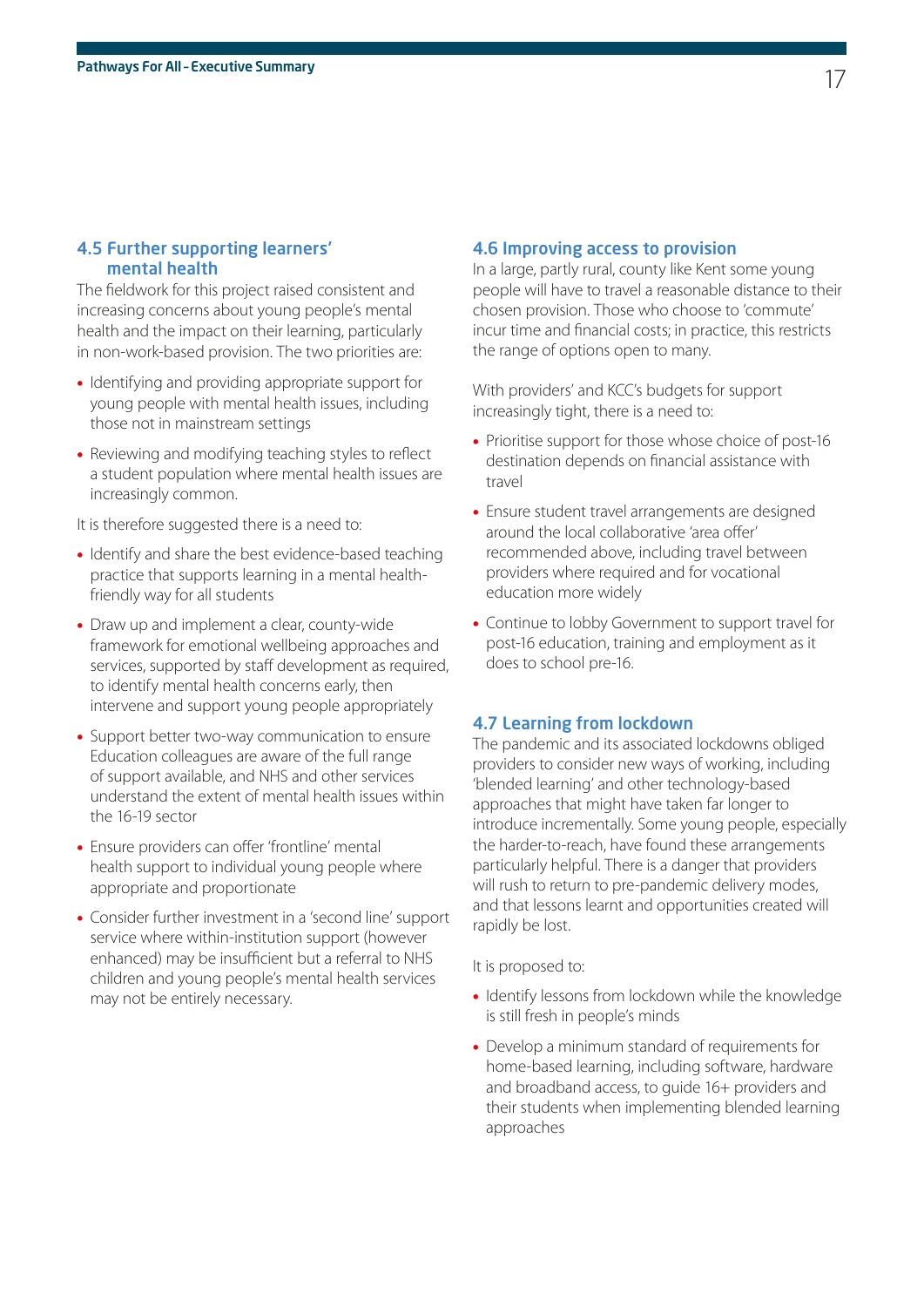### 4.5 Further supporting learners' mental health

The fieldwork for this project raised consistent and increasing concerns about young people's mental health and the impact on their learning, particularly in non-work-based provision. The two priorities are:

- Identifying and providing appropriate support for young people with mental health issues, including those not in mainstream settings
- Reviewing and modifying teaching styles to reflect a student population where mental health issues are increasingly common.

It is therefore suggested there is a need to:

- Identify and share the best evidence-based teaching practice that supports learning in a mental health-friendly way for all students
- Draw up and implement a clear, county-wide framework for emotional wellbeing approaches and services, supported by staff development as required, to identify mental health concerns early, then intervene and support young people appropriately
- Support better two-way communication to ensure Education colleagues are aware of the full range of support available, and NHS and other services understand the extent of mental health issues within the 16-19 sector
- Ensure providers can offer 'frontline' mental health support to individual young people where appropriate and proportionate
- Consider further investment in a 'second line' support service where within-institution support (however enhanced) may be insufficient but a referral to NHS children and young people's mental health services may not be entirely necessary.

### 4.6 Improving access to provision

In a large, partly rural, county like Kent some young people will have to travel a reasonable distance to their chosen provision. Those who choose to 'commute' incur time and financial costs; in practice, this restricts the range of options open to many.

With providers' and KCC's budgets for support increasingly tight, there is a need to:

- Prioritise support for those whose choice of post-16 destination depends on financial assistance with travel
- Ensure student travel arrangements are designed around the local collaborative 'area offer' recommended above, including travel between providers where required and for vocational education more widely
- Continue to lobby Government to support travel for post-16 education, training and employment as it does to school pre-16.

### 4.7 Learning from lockdown

The pandemic and its associated lockdowns obliged providers to consider new ways of working, including 'blended learning' and other technology-based approaches that might have taken far longer to introduce incrementally. Some young people, especially the harder-to-reach, have found these arrangements particularly helpful. There is a danger that providers will rush to return to pre-pandemic delivery modes, and that lessons learnt and opportunities created will rapidly be lost.

It is proposed to:

- Identify lessons from lockdown while the knowledge is still fresh in people's minds
- Develop a minimum standard of requirements for home-based learning, including software, hardware and broadband access, to guide 16+ providers and their students when implementing blended learning approaches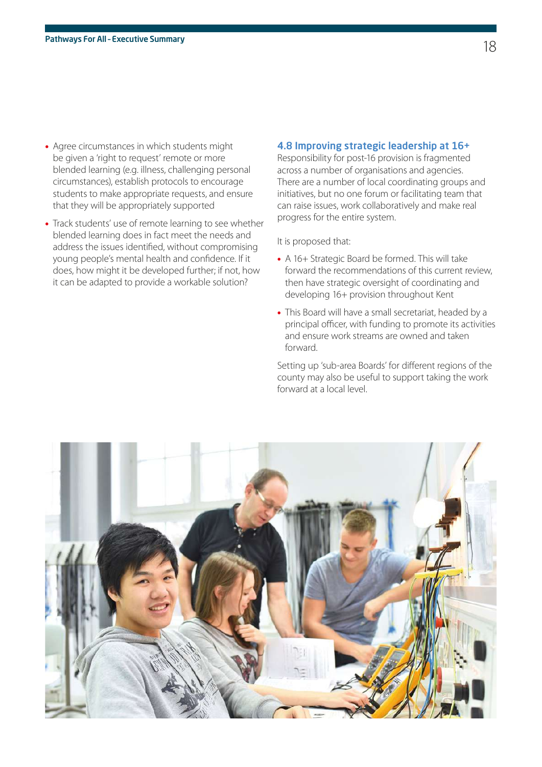- Agree circumstances in which students might be given a 'right to request' remote or more blended learning (e.g. illness, challenging personal circumstances), establish protocols to encourage students to make appropriate requests, and ensure that they will be appropriately supported
- Track students' use of remote learning to see whether blended learning does in fact meet the needs and address the issues identified, without compromising young people's mental health and confidence. If it does, how might it be developed further; if not, how it can be adapted to provide a workable solution?

### 4.8 Improving strategic leadership at 16+

Responsibility for post-16 provision is fragmented across a number of organisations and agencies. There are a number of local coordinating groups and initiatives, but no one forum or facilitating team that can raise issues, work collaboratively and make real progress for the entire system.

It is proposed that:

- A 16+ Strategic Board be formed. This will take forward the recommendations of this current review, then have strategic oversight of coordinating and developing 16+ provision throughout Kent
- This Board will have a small secretariat, headed by a principal officer, with funding to promote its activities and ensure work streams are owned and taken forward.

Setting up 'sub-area Boards' for different regions of the county may also be useful to support taking the work forward at a local level.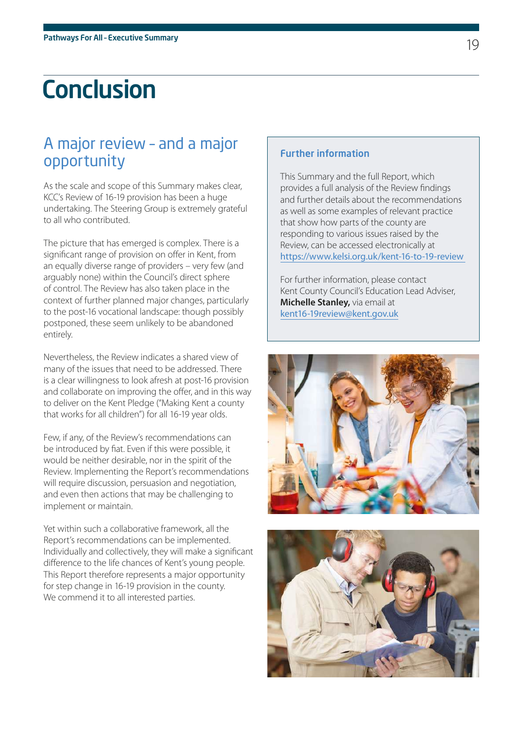# Conclusion

## A major review – and a major opportunity

As the scale and scope of this Summary makes clear, KCC's Review of 16-19 provision has been a huge undertaking. The Steering Group is extremely grateful to all who contributed.

The picture that has emerged is complex. There is a significant range of provision on offer in Kent, from an equally diverse range of providers – very few (and arguably none) within the Council's direct sphere of control. The Review has also taken place in the context of further planned major changes, particularly to the post-16 vocational landscape: though possibly postponed, these seem unlikely to be abandoned entirely.

Nevertheless, the Review indicates a shared view of many of the issues that need to be addressed. There is a clear willingness to look afresh at post-16 provision and collaborate on improving the offer, and in this way to deliver on the Kent Pledge ("Making Kent a county that works for all children") for all 16-19 year olds.

Few, if any, of the Review's recommendations can be introduced by fiat. Even if this were possible, it would be neither desirable, nor in the spirit of the Review. Implementing the Report's recommendations will require discussion, persuasion and negotiation, and even then actions that may be challenging to implement or maintain.

Yet within such a collaborative framework, all the Report's recommendations can be implemented. Individually and collectively, they will make a significant difference to the life chances of Kent's young people. This Report therefore represents a major opportunity for step change in 16-19 provision in the county. We commend it to all interested parties.

### Further information

This Summary and the full Report, which provides a full analysis of the Review findings and further details about the recommendations as well as some examples of relevant practice that show how parts of the county are responding to various issues raised by the Review, can be accessed electronically at https://www.kelsi.org.uk/kent-16-to-19-review

For further information, please contact Kent County Council's Education Lead Adviser, **Michelle Stanley,** via email at kent16-19review@kent.gov.uk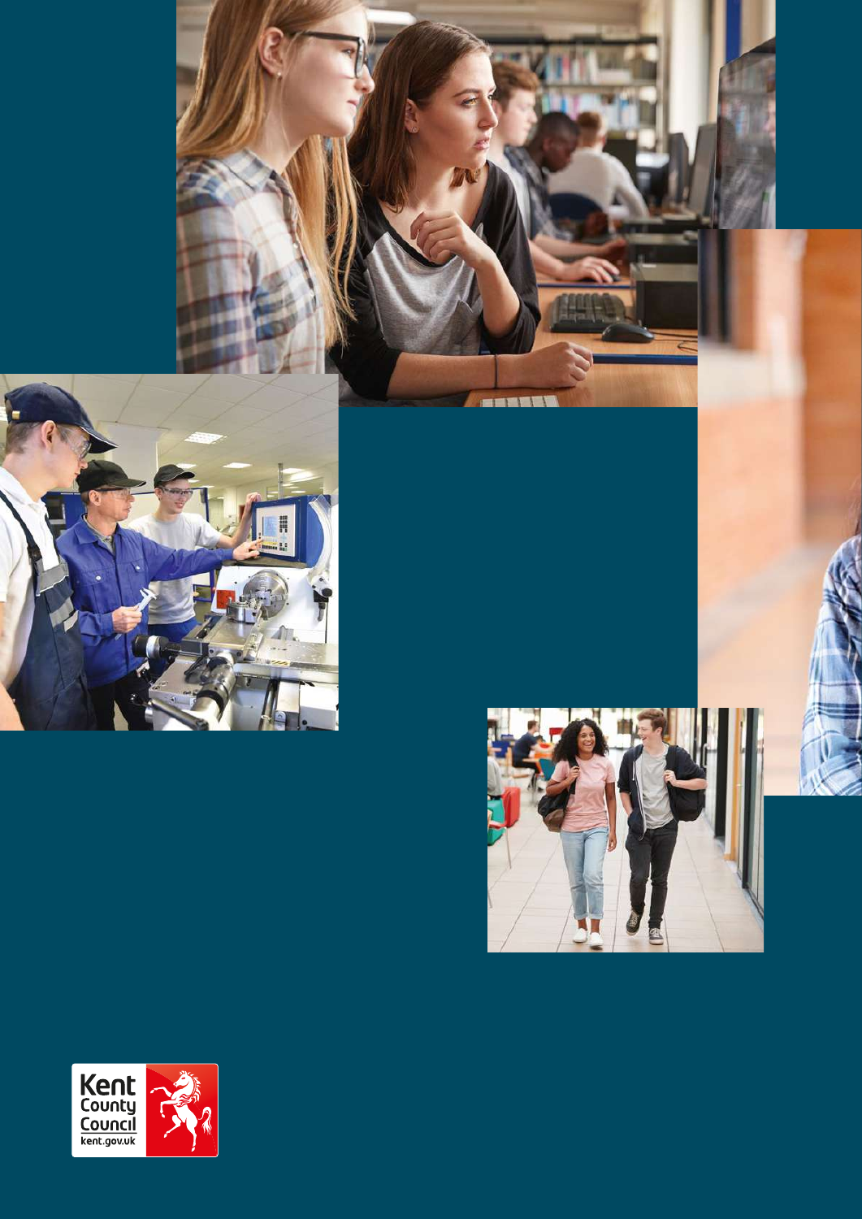Kent County Council
kent.gov.uk